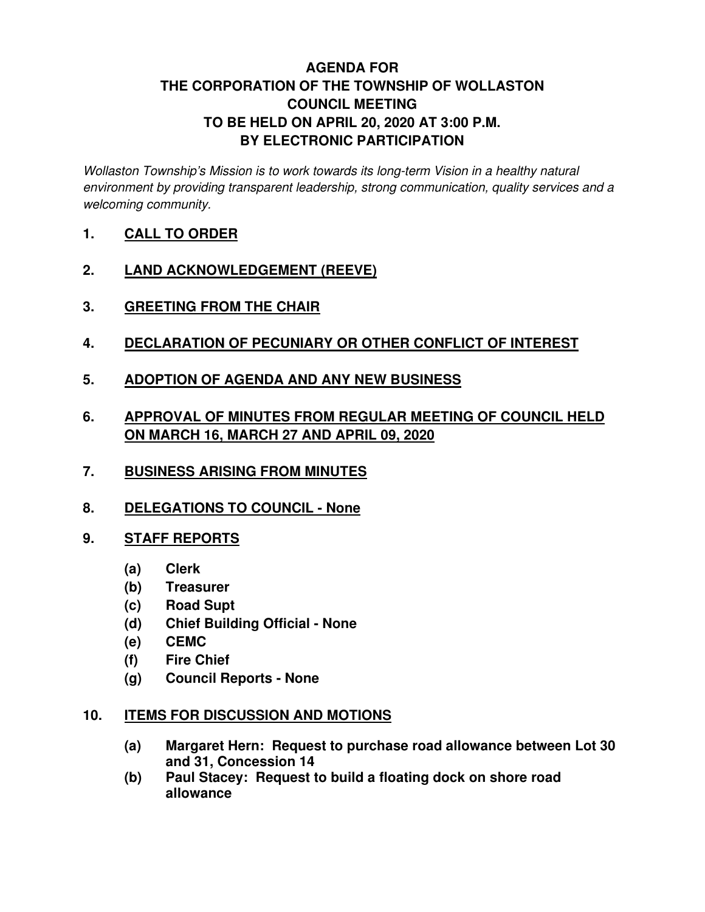# AGENDA FOR THE CORPORATION OF THE TOWNSHIP OF WOLLASTON COUNCIL MEETING TO BE HELD ON APRIL 20, 2020 AT 3:00 P.M. BY ELECTRONIC PARTICIPATION

*Wollaston Township's Mission is to work towards its long-term Vision in a healthy natural environment by providing transparent leadership, strong communication, quality services and a welcoming community.*

1. **CALL TO ORDER**

2. **LAND ACKNOWLEDGEMENT (REEVE)**

3. **GREETING FROM THE CHAIR**

4. **DECLARATION OF PECUNIARY OR OTHER CONFLICT OF INTEREST**

5. **ADOPTION OF AGENDA AND ANY NEW BUSINESS**

6. **APPROVAL OF MINUTES FROM REGULAR MEETING OF COUNCIL HELD ON MARCH 16, MARCH 27 AND APRIL 09, 2020**

7. **BUSINESS ARISING FROM MINUTES**

8. **DELEGATIONS TO COUNCIL - None**

9. **STAFF REPORTS**
   - **(a) Clerk**
   - **(b) Treasurer**
   - **(c) Road Supt**
   - **(d) Chief Building Official - None**
   - **(e) CEMC**
   - **(f) Fire Chief**
   - **(g) Council Reports - None**

10. **ITEMS FOR DISCUSSION AND MOTIONS**
    - **(a) Margaret Hern: Request to purchase road allowance between Lot 30 and 31, Concession 14**
    - **(b) Paul Stacey: Request to build a floating dock on shore road allowance**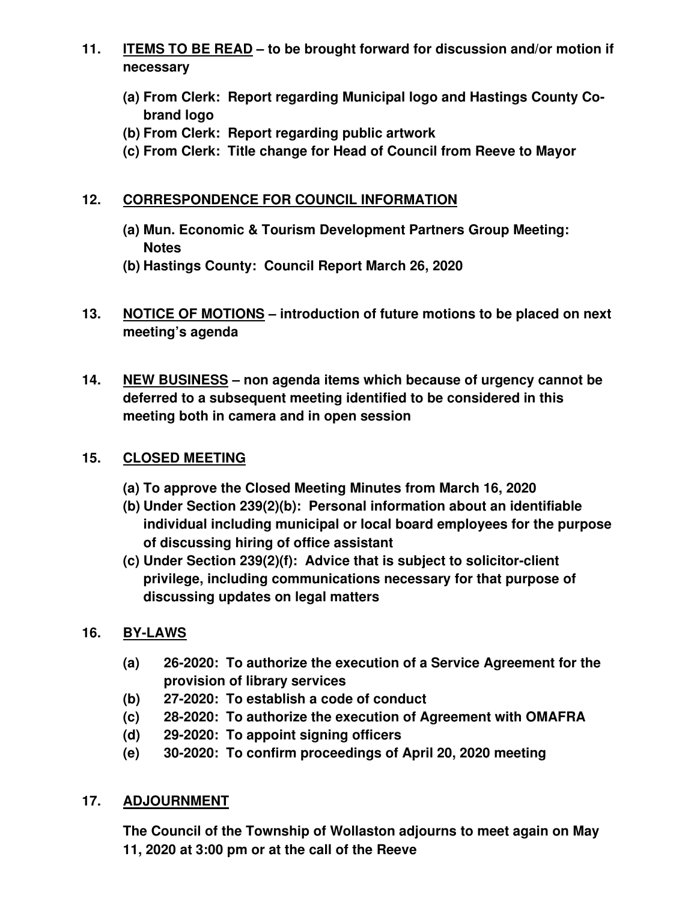**11. <u>ITEMS TO BE READ</u> – to be brought forward for discussion and/or motion if necessary**

- **(a) From Clerk: Report regarding Municipal logo and Hastings County Co-brand logo**
- **(b) From Clerk: Report regarding public artwork**
- **(c) From Clerk: Title change for Head of Council from Reeve to Mayor**

**12. <u>CORRESPONDENCE FOR COUNCIL INFORMATION</u>**

- **(a) Mun. Economic & Tourism Development Partners Group Meeting: Notes**
- **(b) Hastings County: Council Report March 26, 2020**

**13. <u>NOTICE OF MOTIONS</u> – introduction of future motions to be placed on next meeting's agenda**

**14. <u>NEW BUSINESS</u> – non agenda items which because of urgency cannot be deferred to a subsequent meeting identified to be considered in this meeting both in camera and in open session**

**15. <u>CLOSED MEETING</u>**

- **(a) To approve the Closed Meeting Minutes from March 16, 2020**
- **(b) Under Section 239(2)(b): Personal information about an identifiable individual including municipal or local board employees for the purpose of discussing hiring of office assistant**
- **(c) Under Section 239(2)(f): Advice that is subject to solicitor-client privilege, including communications necessary for that purpose of discussing updates on legal matters**

**16. <u>BY-LAWS</u>**

- **(a) 26-2020: To authorize the execution of a Service Agreement for the provision of library services**
- **(b) 27-2020: To establish a code of conduct**
- **(c) 28-2020: To authorize the execution of Agreement with OMAFRA**
- **(d) 29-2020: To appoint signing officers**
- **(e) 30-2020: To confirm proceedings of April 20, 2020 meeting**

**17. <u>ADJOURNMENT</u>**

**The Council of the Township of Wollaston adjourns to meet again on May 11, 2020 at 3:00 pm or at the call of the Reeve**